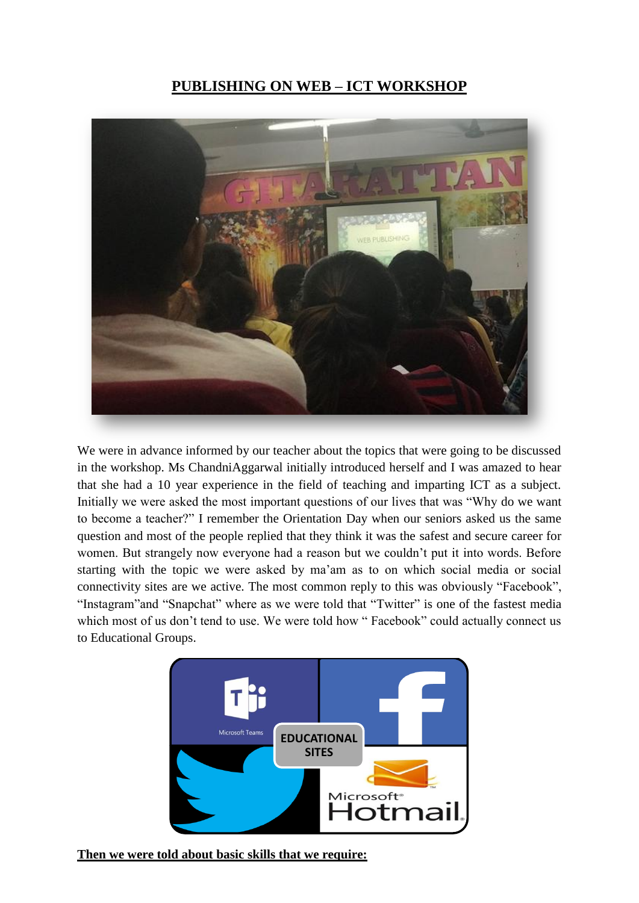# PUBLISHING ON WEB – ICT WORKSHOP

We were in advance informed by our teacher about the topics that were going to be discussed in the workshop. Ms ChandniAggarwal initially introduced herself and I was amazed to hear that she had a 10 year experience in the field of teaching and imparting ICT as a subject. Initially we were asked the most important questions of our lives that was "Why do we want to become a teacher?" I remember the Orientation Day when our seniors asked us the same question and most of the people replied that they think it was the safest and secure career for women. But strangely now everyone had a reason but we couldn't put it into words. Before starting with the topic we were asked by ma'am as to on which social media or social connectivity sites are we active. The most common reply to this was obviously "Facebook", "Instagram"and "Snapchat" where as we were told that "Twitter" is one of the fastest media which most of us don't tend to use. We were told how " Facebook" could actually connect us to Educational Groups.

**Then we were told about basic skills that we require:**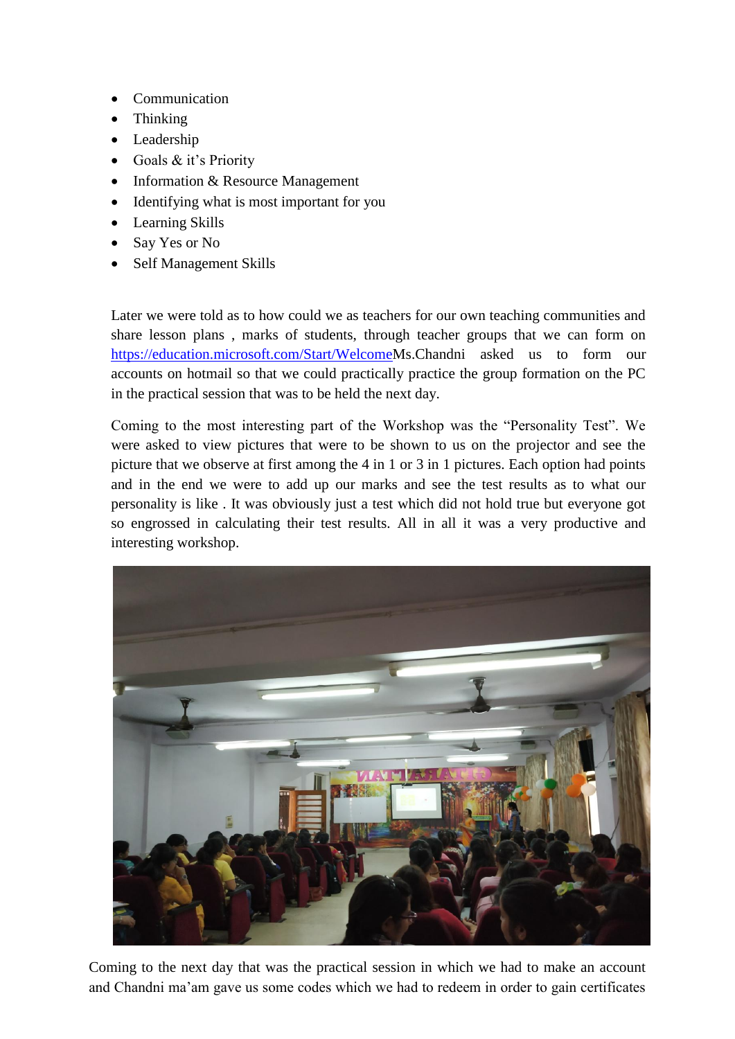- Communication
- Thinking
- Leadership
- Goals & it's Priority
- Information & Resource Management
- Identifying what is most important for you
- Learning Skills
- Say Yes or No
- Self Management Skills

Later we were told as to how could we as teachers for our own teaching communities and share lesson plans , marks of students, through teacher groups that we can form on [https://education.microsoft.com/Start/Welcome](https://education.microsoft.com/Start/Welcome)Ms.Chandni asked us to form our accounts on hotmail so that we could practically practice the group formation on the PC in the practical session that was to be held the next day.

Coming to the most interesting part of the Workshop was the "Personality Test". We were asked to view pictures that were to be shown to us on the projector and see the picture that we observe at first among the 4 in 1 or 3 in 1 pictures. Each option had points and in the end we were to add up our marks and see the test results as to what our personality is like . It was obviously just a test which did not hold true but everyone got so engrossed in calculating their test results. All in all it was a very productive and interesting workshop.

Coming to the next day that was the practical session in which we had to make an account and Chandni ma'am gave us some codes which we had to redeem in order to gain certificates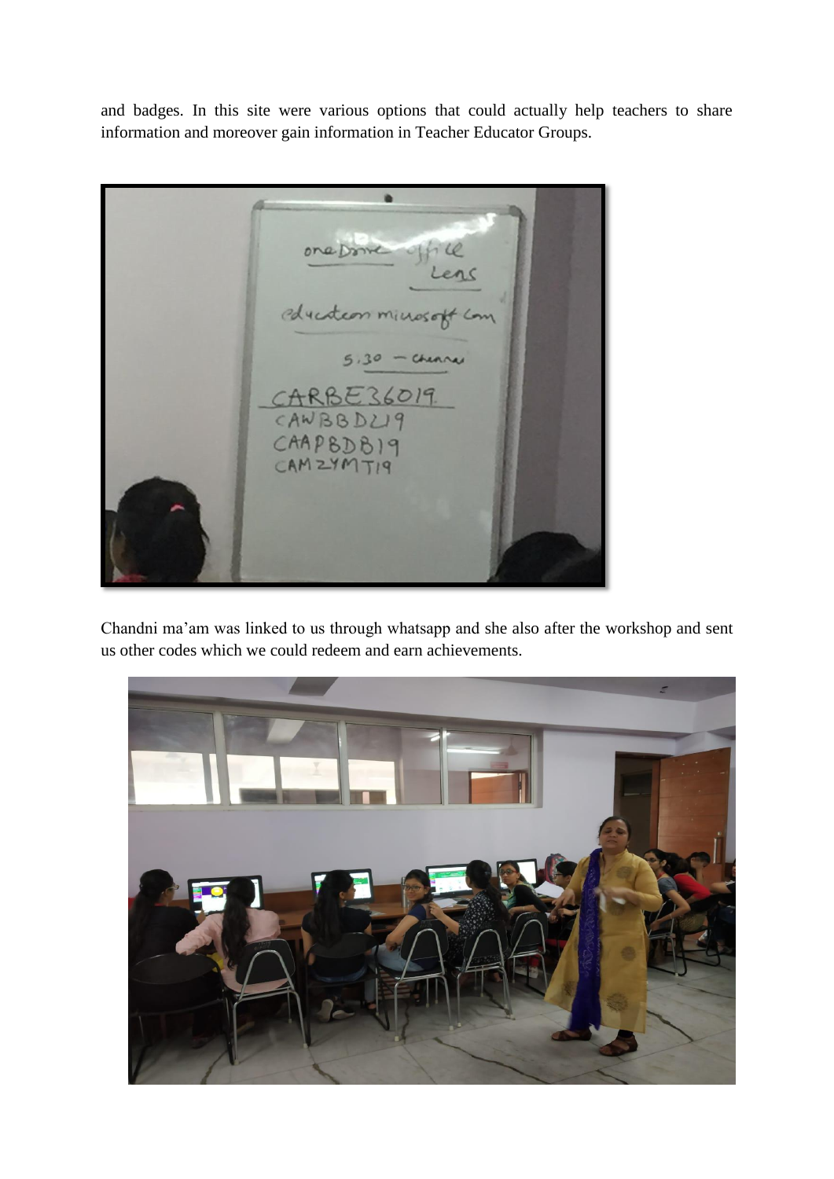and badges. In this site were various options that could actually help teachers to share information and moreover gain information in Teacher Educator Groups.

Chandni ma'am was linked to us through whatsapp and she also after the workshop and sent us other codes which we could redeem and earn achievements.